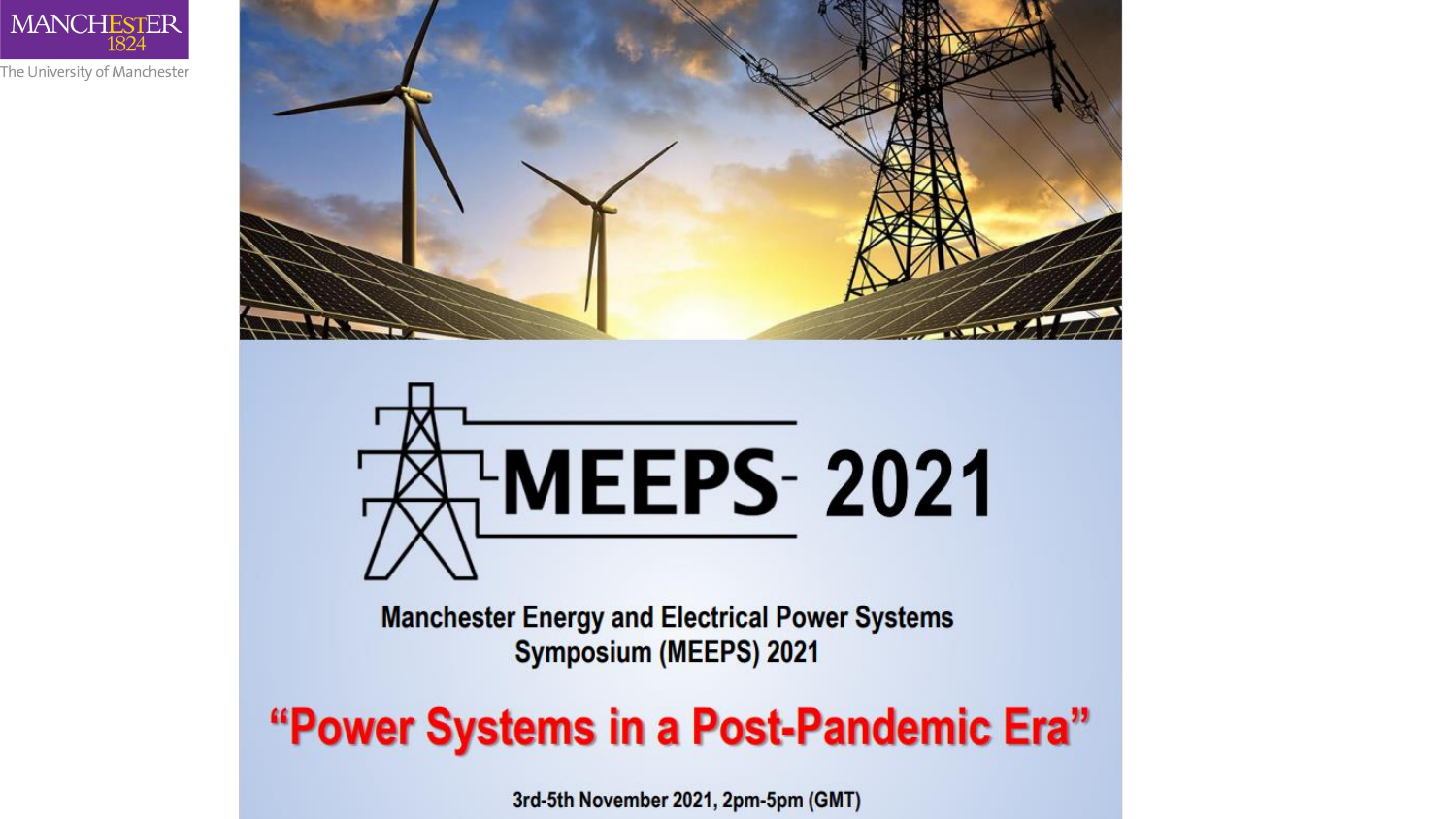MANCHESTER
1824
The University of Manchester

# MEEPS- 2021

**Manchester Energy and Electrical Power Systems Symposium (MEEPS) 2021**

## "Power Systems in a Post-Pandemic Era"

**3rd-5th November 2021, 2pm-5pm (GMT)**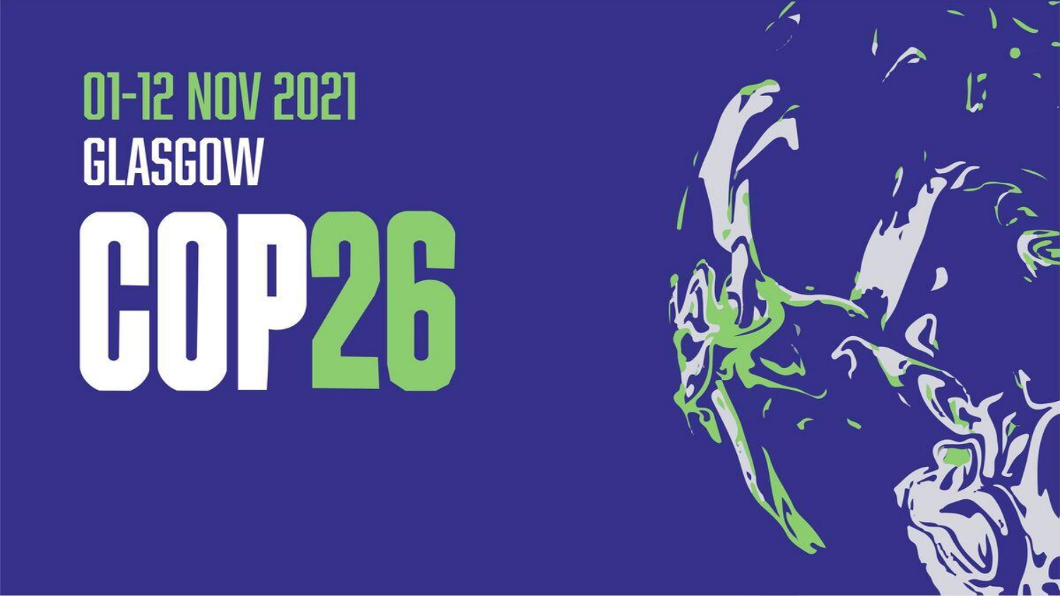01-12 NOV 2021

GLASGOW

# COP26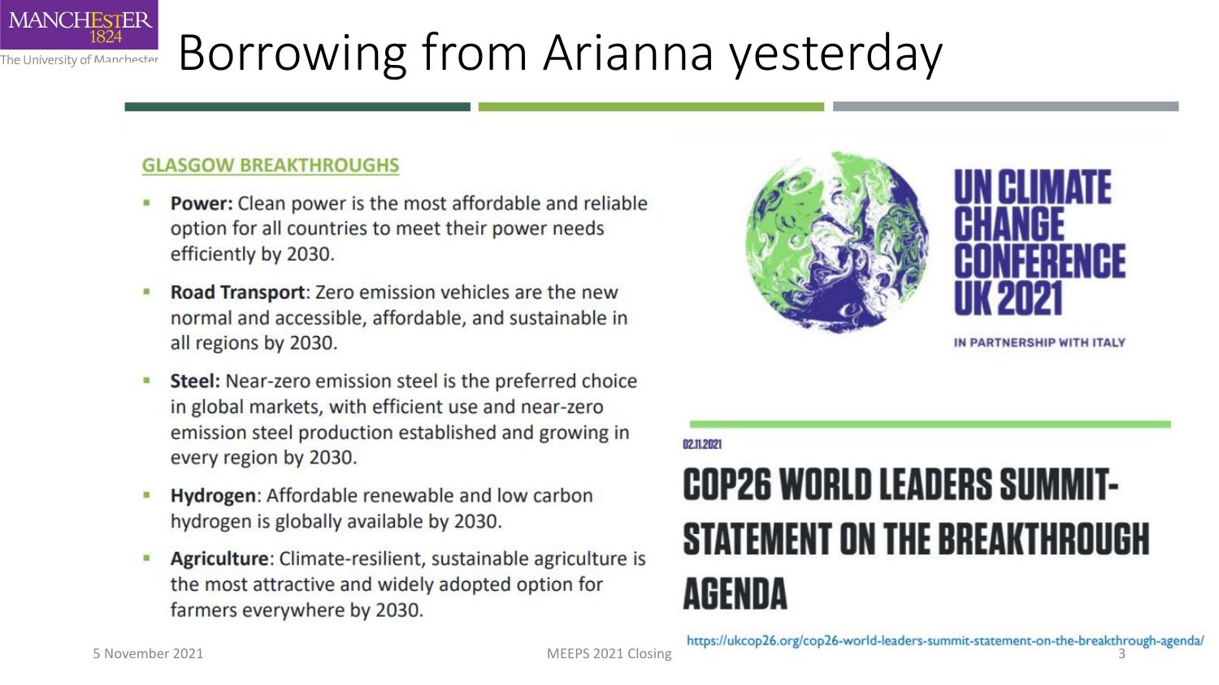# Borrowing from Arianna yesterday

## GLASGOW BREAKTHROUGHS

- **Power:** Clean power is the most affordable and reliable option for all countries to meet their power needs efficiently by 2030.
- **Road Transport**: Zero emission vehicles are the new normal and accessible, affordable, and sustainable in all regions by 2030.
- **Steel:** Near-zero emission steel is the preferred choice in global markets, with efficient use and near-zero emission steel production established and growing in every region by 2030.
- **Hydrogen**: Affordable renewable and low carbon hydrogen is globally available by 2030.
- **Agriculture**: Climate-resilient, sustainable agriculture is the most attractive and widely adopted option for farmers everywhere by 2030.

UN CLIMATE CHANGE CONFERENCE UK 2021

IN PARTNERSHIP WITH ITALY

02.11.2021

## COP26 WORLD LEADERS SUMMIT-STATEMENT ON THE BREAKTHROUGH AGENDA

https://ukcop26.org/cop26-world-leaders-summit-statement-on-the-breakthrough-agenda/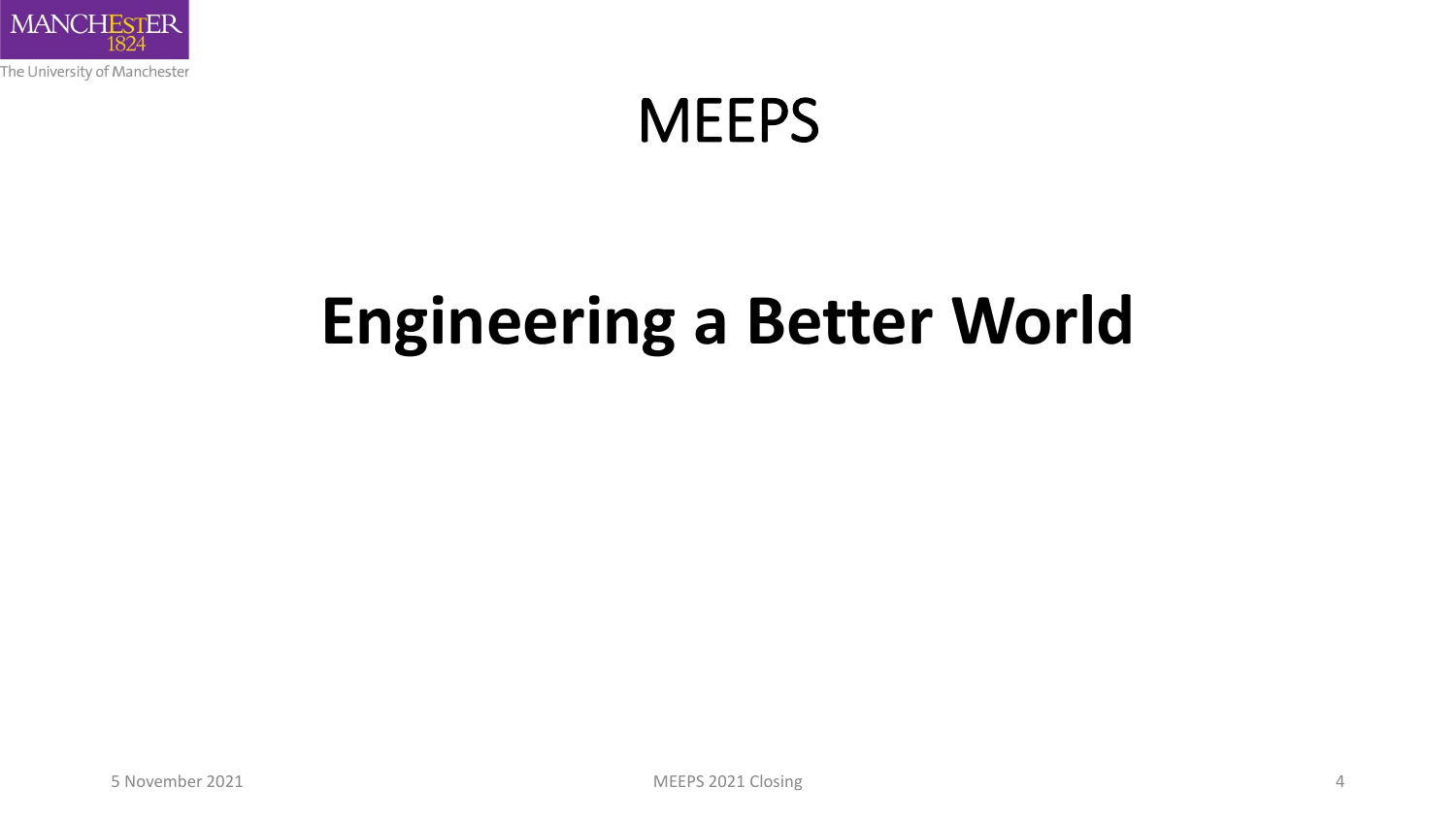# MEEPS

## **Engineering a Better World**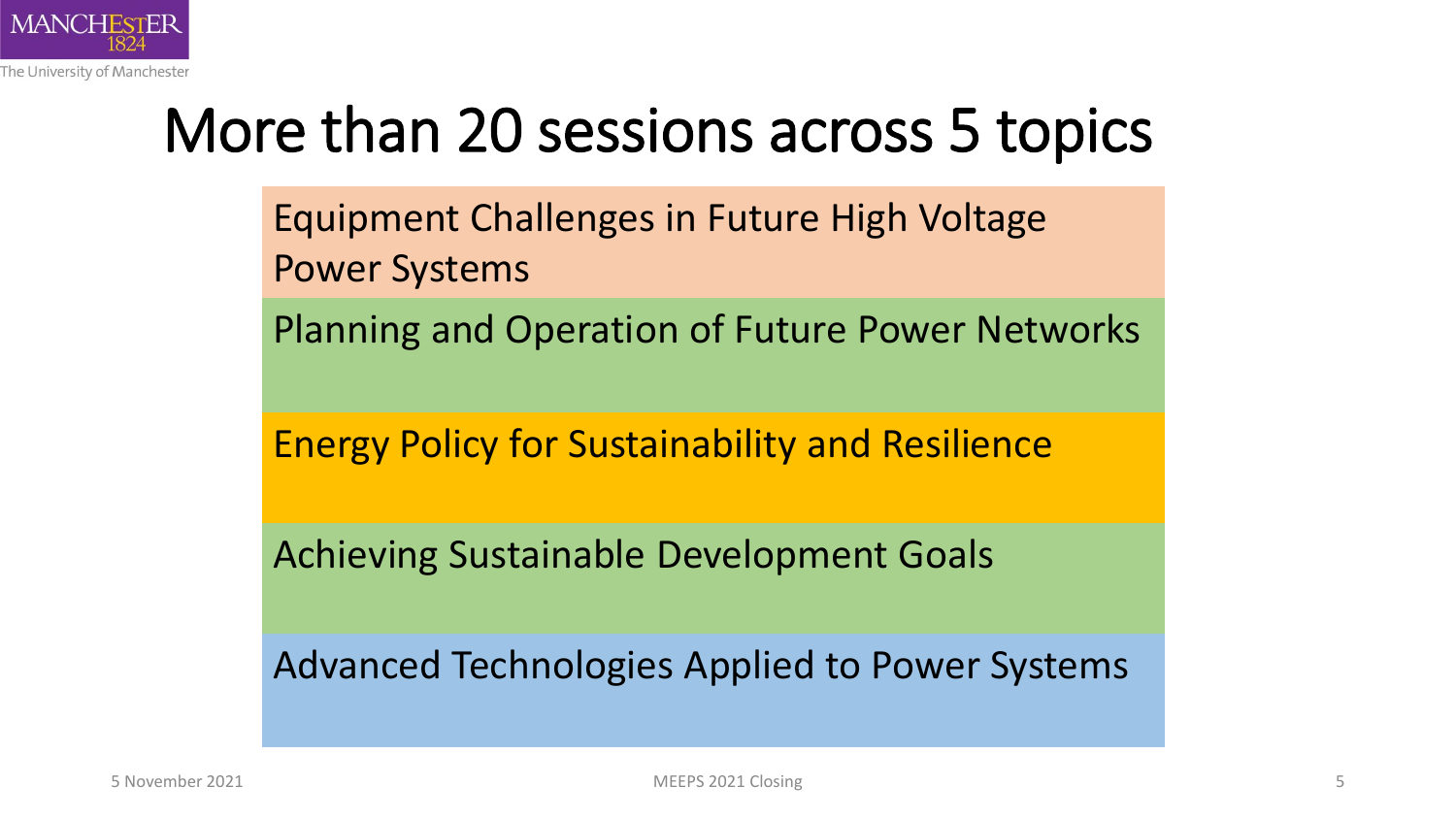# More than 20 sessions across 5 topics

- Equipment Challenges in Future High Voltage Power Systems
- Planning and Operation of Future Power Networks
- Energy Policy for Sustainability and Resilience
- Achieving Sustainable Development Goals
- Advanced Technologies Applied to Power Systems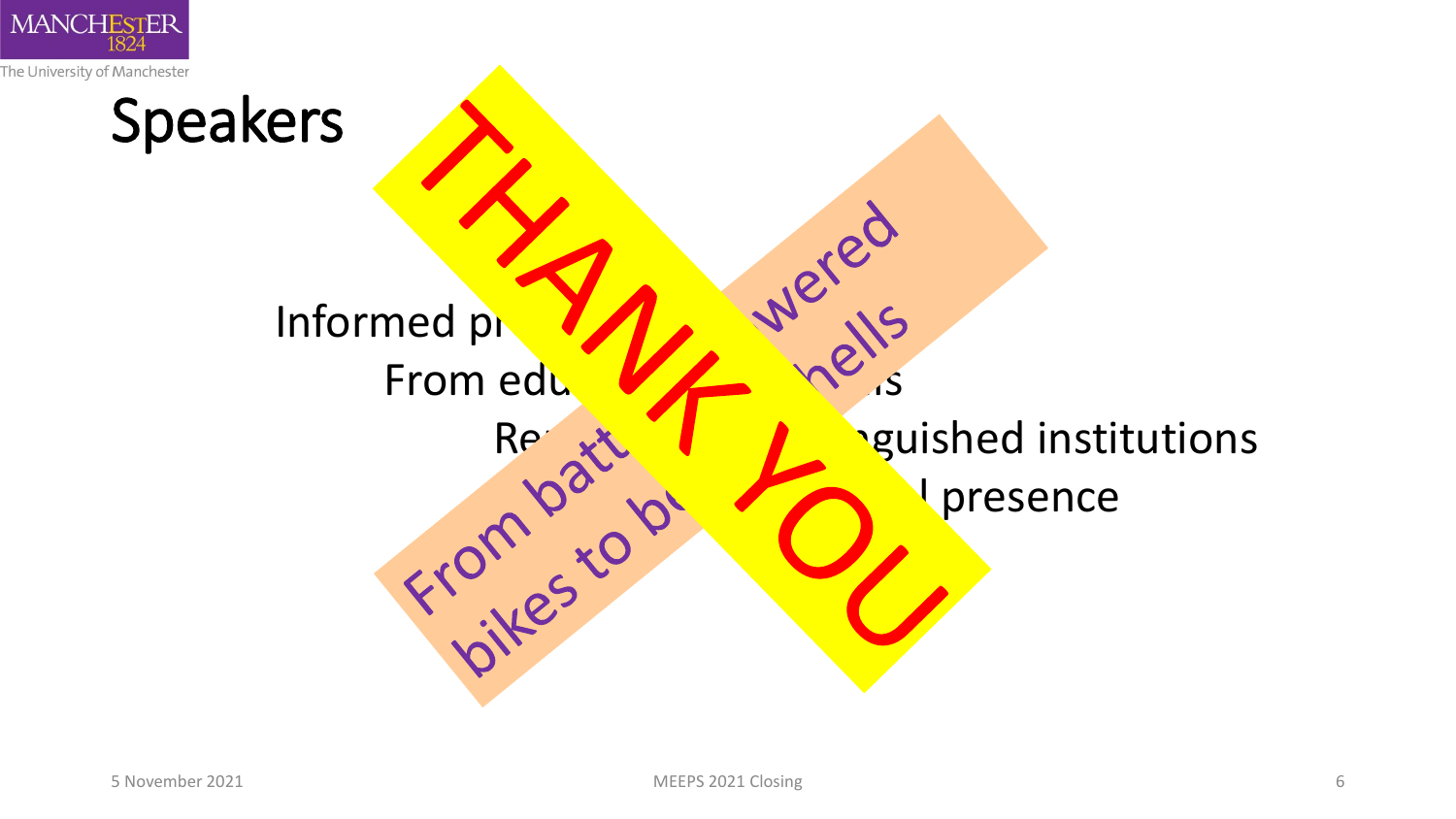# Speakers

Informed pr

From edu ls

Re guished institutions

l presence

From battery-powered bikes to bombshells

THANK YOU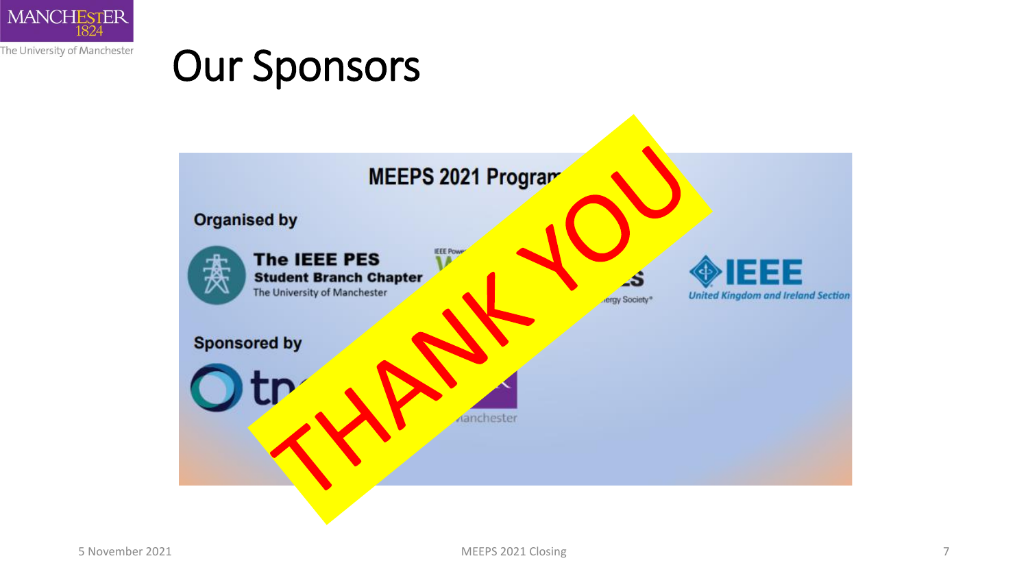# Our Sponsors

MEEPS 2021 Program

**Organised by**

**The IEEE PES Student Branch Chapter**
The University of Manchester

IEEE

*United Kingdom and Ireland Section*

**Sponsored by**

THANK YOU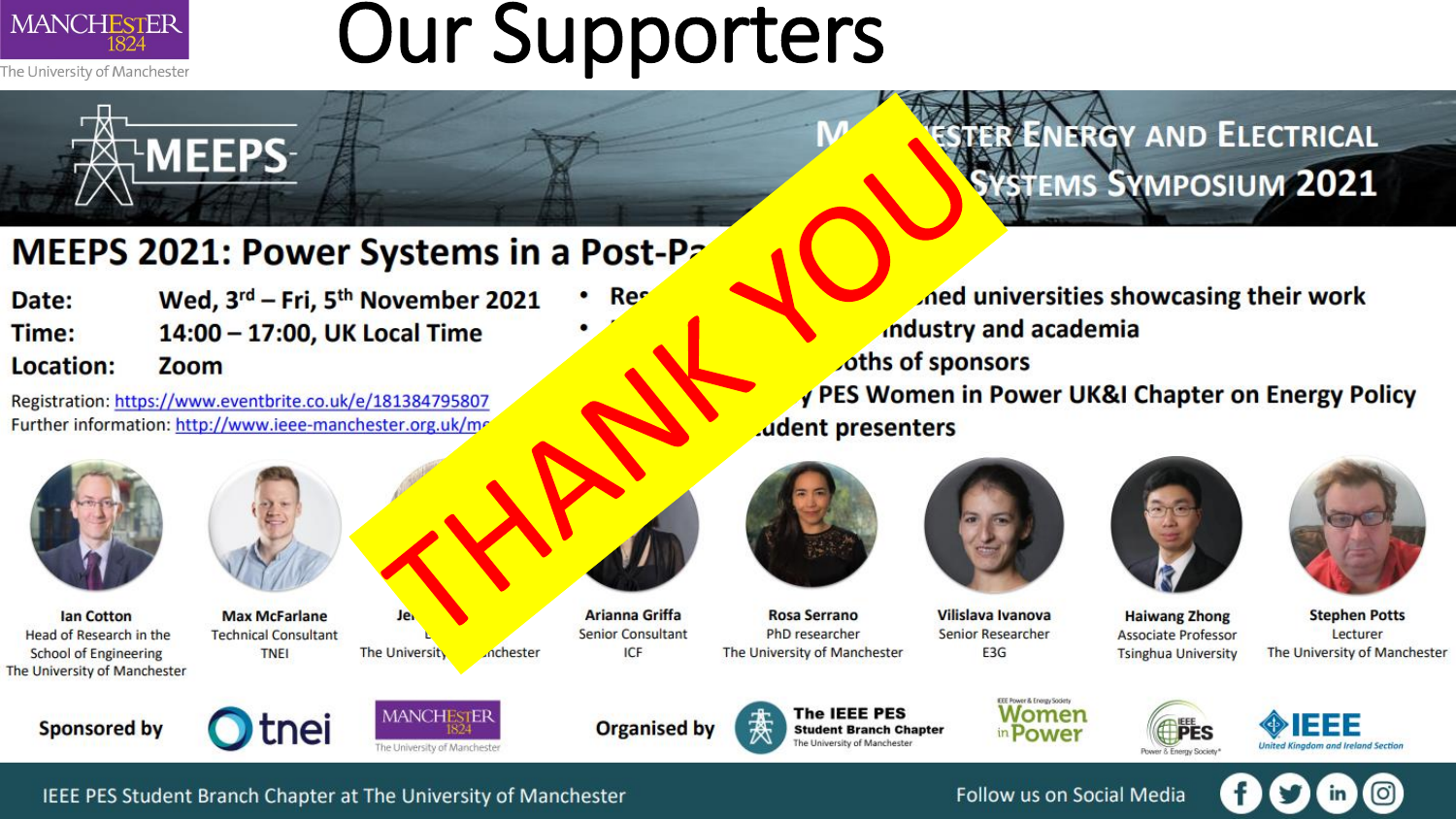# Our Supporters

MEEPS

MANCHESTER ENERGY AND ELECTRICAL SYSTEMS SYMPOSIUM 2021

## MEEPS 2021: Power Systems in a Post-Pa

**Date:** Wed, 3rd – Fri, 5th November 2021
**Time:** 14:00 – 17:00, UK Local Time
**Location:** Zoom

Registration: https://www.eventbrite.co.uk/e/181384795807
Further information: http://www.ieee-manchester.org.uk/me

- Res ned universities showcasing their work
- industry and academia
- oths of sponsors
- y PES Women in Power UK&I Chapter on Energy Policy
- udent presenters

**THANK YOU**

| Ian Cotton | Max McFarlane | Je | Arianna Griffa | Rosa Serrano | Vilislava Ivanova | Haiwang Zhong | Stephen Potts |
|---|---|---|---|---|---|---|---|
| Head of Research in the School of Engineering | Technical Consultant | | Senior Consultant | PhD researcher | Senior Researcher | Associate Professor | Lecturer |
| The University of Manchester | TNEI | The University of Manchester | ICF | The University of Manchester | E3G | Tsinghua University | The University of Manchester |

Sponsored by: tnei, The University of Manchester

Organised by: The IEEE PES Student Branch Chapter, The University of Manchester; Women in Power; IEEE PES Power & Energy Society; IEEE United Kingdom and Ireland Section

IEEE PES Student Branch Chapter at The University of Manchester

Follow us on Social Media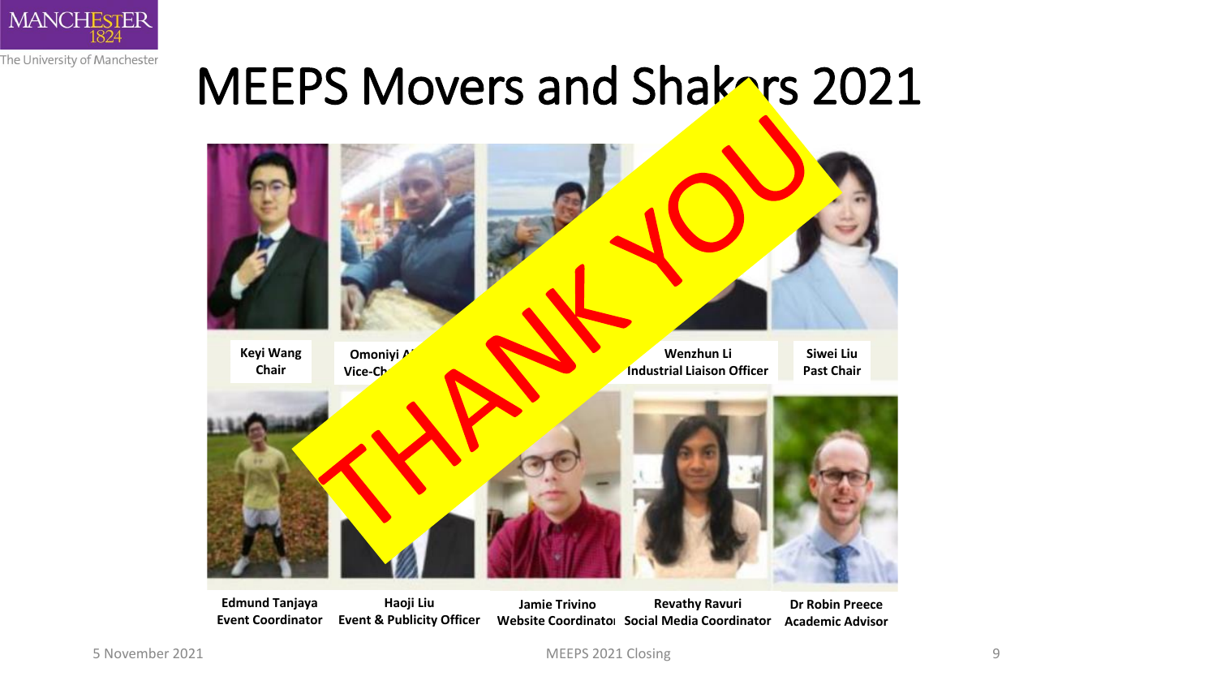# MEEPS Movers and Shakers 2021

THANK YOU

Keyi Wang
Chair

Omoniyi A
Vice-Ch

Wenzhun Li
Industrial Liaison Officer

Siwei Liu
Past Chair

Edmund Tanjaya
Event Coordinator

Haoji Liu
Event & Publicity Officer

Jamie Trivino
Website Coordinator

Revathy Ravuri
Social Media Coordinator

Dr Robin Preece
Academic Advisor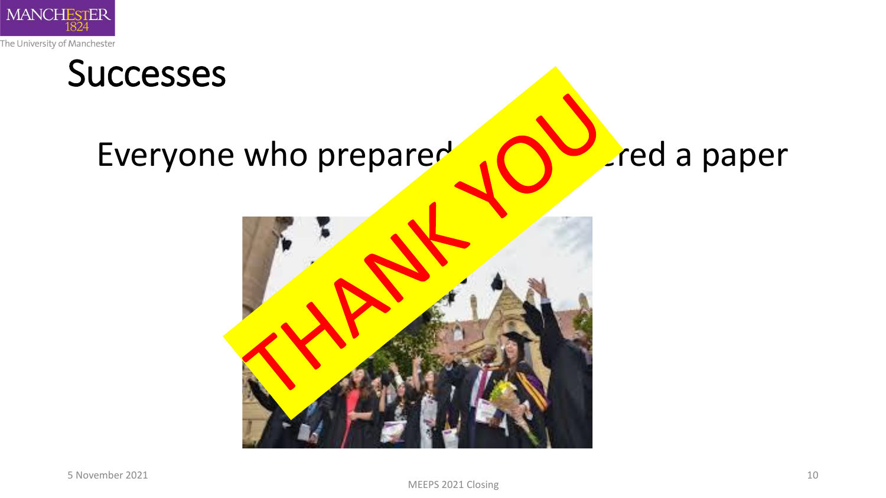# Successes

Everyone who prepared ... ered a paper

THANK YOU

MEEPS 2021 Closing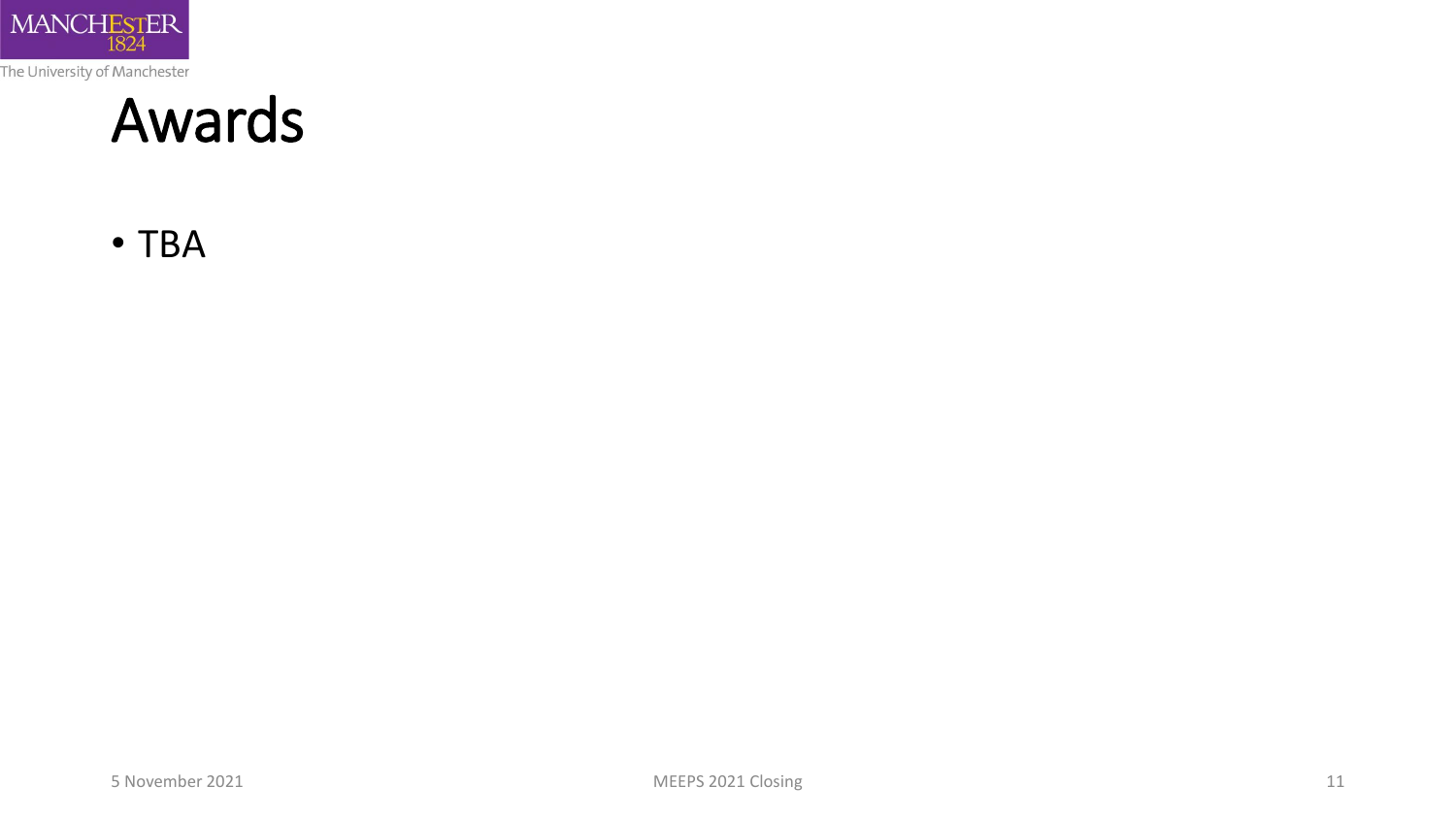# Awards

- TBA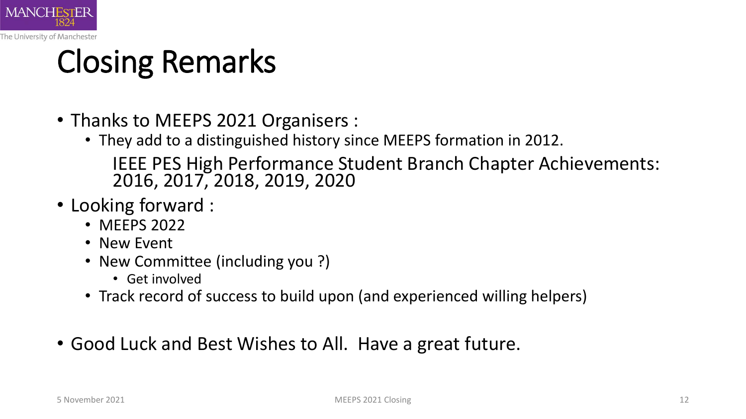# Closing Remarks

- Thanks to MEEPS 2021 Organisers :
  - They add to a distinguished history since MEEPS formation in 2012.

    IEEE PES High Performance Student Branch Chapter Achievements: 2016, 2017, 2018, 2019, 2020
- Looking forward :
  - MEEPS 2022
  - New Event
  - New Committee (including you ?)
    - Get involved
  - Track record of success to build upon (and experienced willing helpers)

- Good Luck and Best Wishes to All. Have a great future.